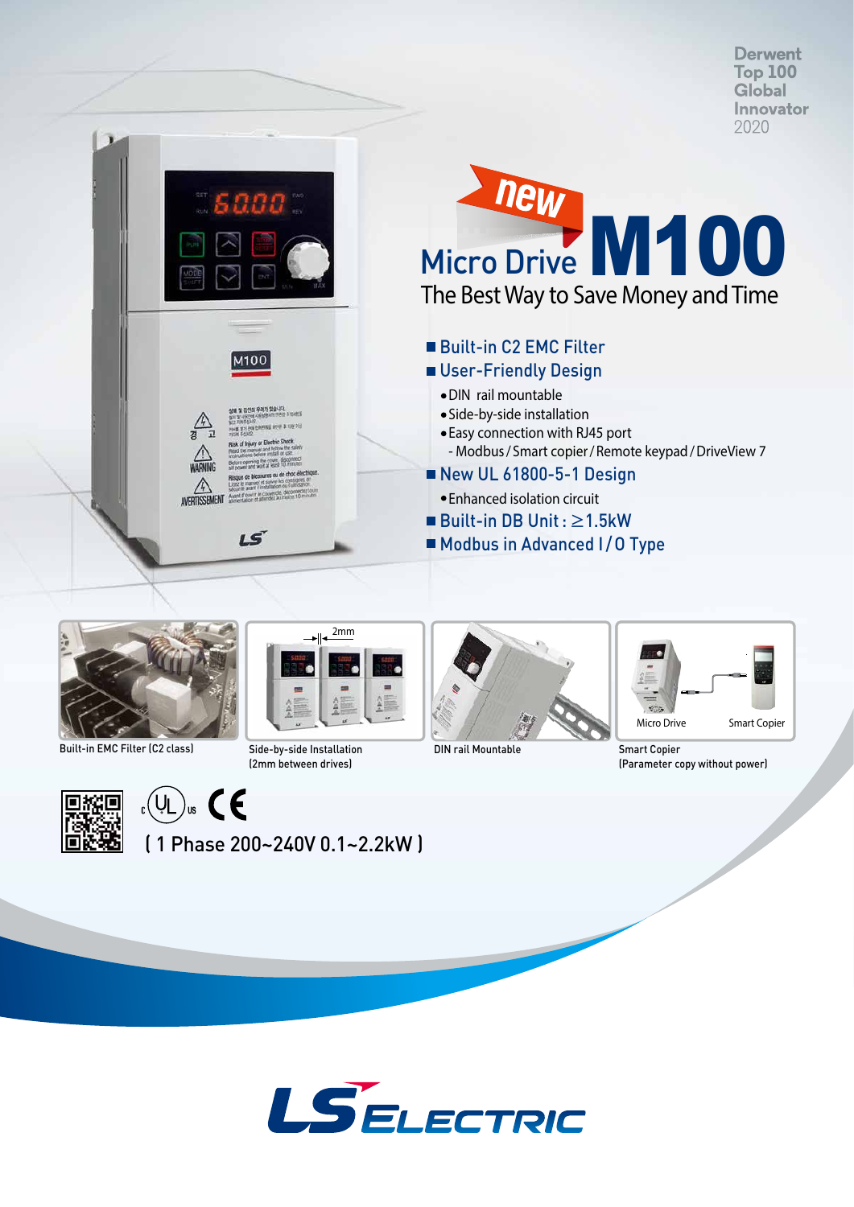Derwent
Top 100
Global
Innovator
2020

new

# Micro Drive M100

## The Best Way to Save Money and Time

- **Built-in C2 EMC Filter**
- **User-Friendly Design**
  - DIN rail mountable
  - Side-by-side installation
  - Easy connection with RJ45 port
    - Modbus / Smart copier / Remote keypad / DriveView 7
- **New UL 61800-5-1 Design**
  - Enhanced isolation circuit
- **Built-in DB Unit : ≥1.5kW**
- **Modbus in Advanced I / O Type**

Built-in EMC Filter (C2 class)

Side-by-side Installation (2mm between drives)

DIN rail Mountable

Smart Copier (Parameter copy without power)

( 1 Phase 200~240V 0.1~2.2kW )

LS ELECTRIC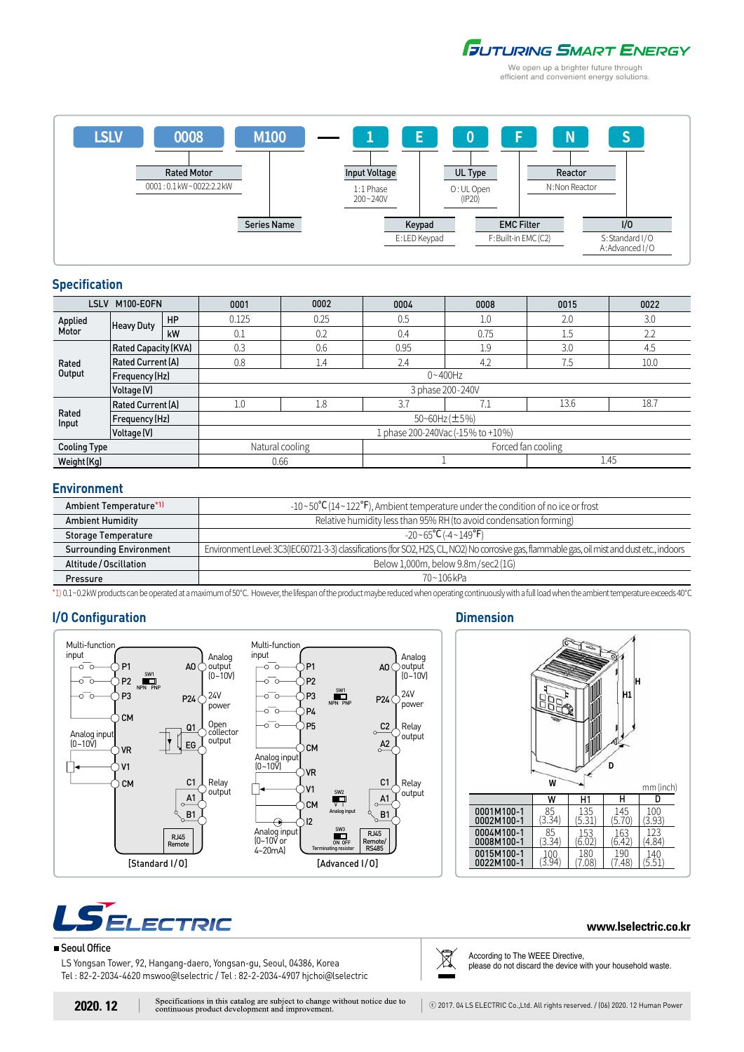FUTURING SMART ENERGY

We open up a brighter future through efficient and convenient energy solutions.

LSLV 0008 M100 — 1 E 0 F N S

- Rated Motor: 0001 : 0.1 kW ~ 0022:2.2 kW
- Series Name
- Input Voltage: 1:1 Phase 200~240V
- Keypad: E: LED Keypad
- UL Type: O : UL Open (IP20)
- EMC Filter: F: Built-in EMC (C2)
- Reactor: N: Non Reactor
- I/O: S: Standard I/O, A: Advanced I/O

## Specification

| LSLV M100-EOFN | | | 0001 | 0002 | 0004 | 0008 | 0015 | 0022 |
|---|---|---|---|---|---|---|---|---|
| Applied Motor | Heavy Duty | HP | 0.125 | 0.25 | 0.5 | 1.0 | 2.0 | 3.0 |
| | | kW | 0.1 | 0.2 | 0.4 | 0.75 | 1.5 | 2.2 |
| Rated Output | Rated Capacity (KVA) | | 0.3 | 0.6 | 0.95 | 1.9 | 3.0 | 4.5 |
| | Rated Current (A) | | 0.8 | 1.4 | 2.4 | 4.2 | 7.5 | 10.0 |
| | Frequency (Hz) | | 0~400Hz | | | | | |
| | Voltage (V) | | 3 phase 200-240V | | | | | |
| Rated Input | Rated Current (A) | | 1.0 | 1.8 | 3.7 | 7.1 | 13.6 | 18.7 |
| | Frequency (Hz) | | 50~60Hz (±5%) | | | | | |
| | Voltage (V) | | 1 phase 200-240Vac (-15% to +10%) | | | | | |
| Cooling Type | | | Natural cooling | | Forced fan cooling | | | |
| Weight (Kg) | | | 0.66 | | 1 | | 1.45 | |

## Environment

| | |
|---|---|
| Ambient Temperature*1) | -10~50℃ (14~122℉), Ambient temperature under the condition of no ice or frost |
| Ambient Humidity | Relative humidity less than 95% RH (to avoid condensation forming) |
| Storage Temperature | -20~65℃ (-4~149℉) |
| Surrounding Environment | Environment Level: 3C3(IEC60721-3-3) classifications (for SO2, H2S, CL, NO2) No corrosive gas, flammable gas, oil mist and dust etc., indoors |
| Altitude / Oscillation | Below 1,000m, below 9.8m/sec2 (1G) |
| Pressure | 70~106 kPa |

*1) 0.1~0.2 kW products can be operated at a maximum of 50°C. However, the lifespan of the product maybe reduced when operating continuously with a full load when the ambient temperature exceeds 40°C

## I/O Configuration

Multi-function input: P1, P2, P3, CM; SW1 NPN PNP; Analog input (0~10V): VR, V1, CM; AO Analog output (0~10V); P24 24V power; Q1, EG Open collector output; C1, A1, B1 Relay output; RJ45 Remote

[Standard I/O]

Multi-function input: P1, P2, P3, P4, P5, CM; SW1 NPN PNP; Analog input (0~10V): VR, V1, CM; SW2 Analog input; Analog input (0~10V or 4~20mA): I2; SW3 ON OFF Terminating resistor; AO Analog output (0~10V); P24 24V power; C2, A2 Relay output; C1, A1, B1 Relay output; RJ45 Remote/RS485

[Advanced I/O]

## Dimension

mm (inch)

| | W | H1 | H | D |
|---|---|---|---|---|
| 0001M100-1<br>0002M100-1 | 85<br>(3.34) | 135<br>(5.31) | 145<br>(5.70) | 100<br>(3.93) |
| 0004M100-1<br>0008M100-1 | 85<br>(3.34) | 153<br>(6.02) | 163<br>(6.42) | 123<br>(4.84) |
| 0015M100-1<br>0022M100-1 | 100<br>(3.94) | 180<br>(7.08) | 190<br>(7.48) | 140<br>(5.51) |

LS ELECTRIC

www.lselectric.co.kr

■ Seoul Office

LS Yongsan Tower, 92, Hangang-daero, Yongsan-gu, Seoul, 04386, Korea
Tel : 82-2-2034-4620 mswoo@lselectric / Tel : 82-2-2034-4907 hjchoi@lselectric

According to The WEEE Directive, please do not discard the device with your household waste.

2020. 12

Specifications in this catalog are subject to change without notice due to continuous product development and improvement.

ⓒ 2017. 04 LS ELECTRIC Co.,Ltd. All rights reserved. / (06) 2020. 12 Human Power